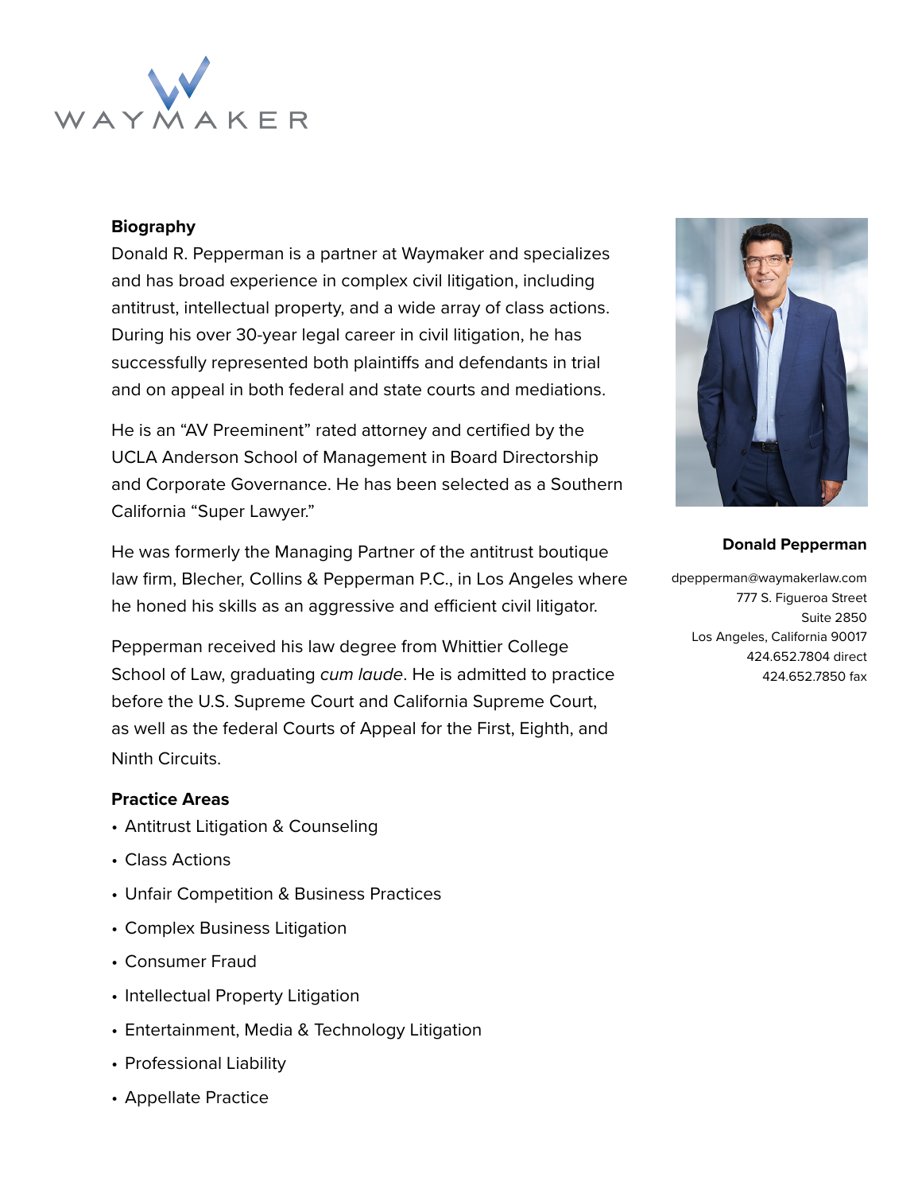WAYMAKER

## Biography

Donald R. Pepperman is a partner at Waymaker and specializes and has broad experience in complex civil litigation, including antitrust, intellectual property, and a wide array of class actions. During his over 30-year legal career in civil litigation, he has successfully represented both plaintiffs and defendants in trial and on appeal in both federal and state courts and mediations.

He is an "AV Preeminent" rated attorney and certified by the UCLA Anderson School of Management in Board Directorship and Corporate Governance. He has been selected as a Southern California "Super Lawyer."

He was formerly the Managing Partner of the antitrust boutique law firm, Blecher, Collins & Pepperman P.C., in Los Angeles where he honed his skills as an aggressive and efficient civil litigator.

Pepperman received his law degree from Whittier College School of Law, graduating *cum laude*. He is admitted to practice before the U.S. Supreme Court and California Supreme Court, as well as the federal Courts of Appeal for the First, Eighth, and Ninth Circuits.

**Donald Pepperman**

dpepperman@waymakerlaw.com
777 S. Figueroa Street
Suite 2850
Los Angeles, California 90017
424.652.7804 direct
424.652.7850 fax

## Practice Areas

- Antitrust Litigation & Counseling
- Class Actions
- Unfair Competition & Business Practices
- Complex Business Litigation
- Consumer Fraud
- Intellectual Property Litigation
- Entertainment, Media & Technology Litigation
- Professional Liability
- Appellate Practice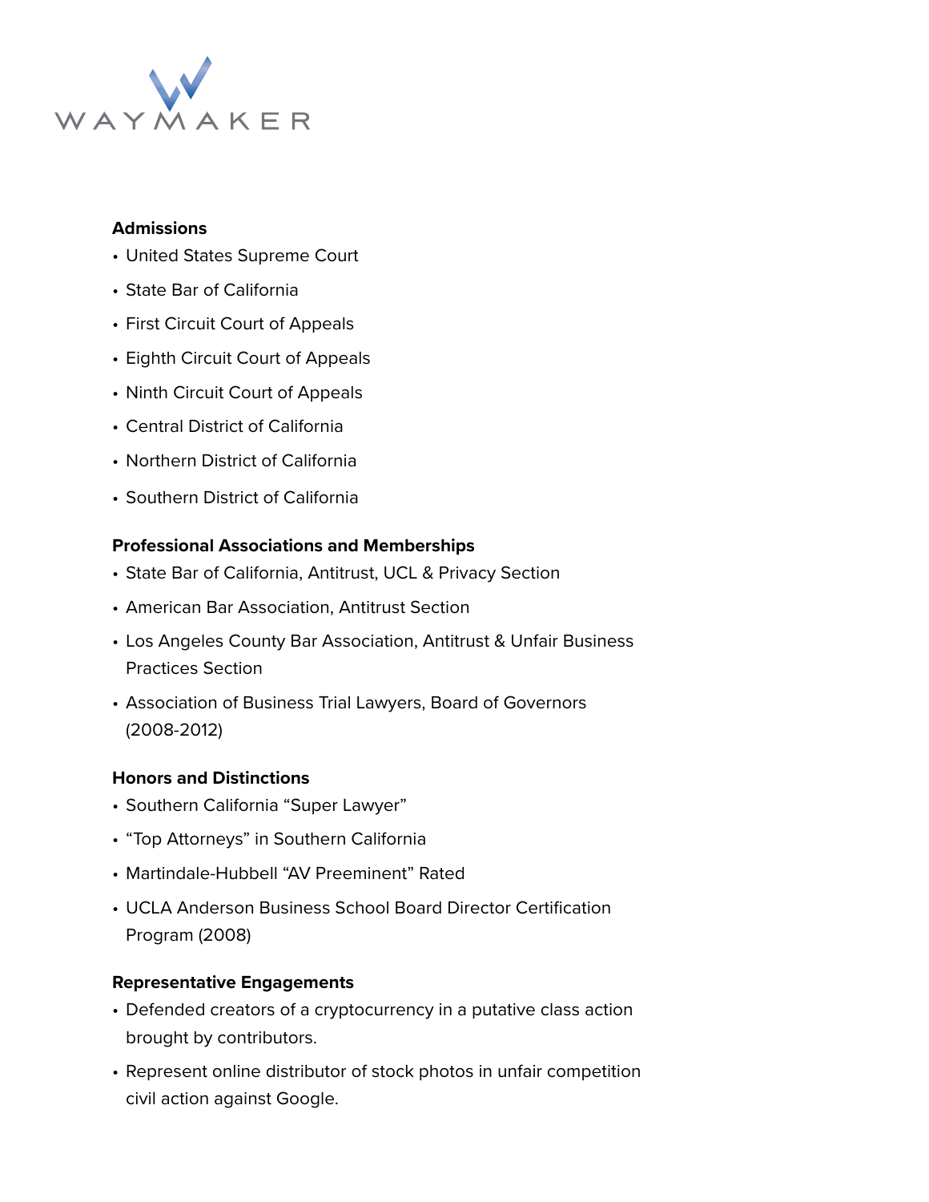### Admissions

- United States Supreme Court
- State Bar of California
- First Circuit Court of Appeals
- Eighth Circuit Court of Appeals
- Ninth Circuit Court of Appeals
- Central District of California
- Northern District of California
- Southern District of California

### Professional Associations and Memberships

- State Bar of California, Antitrust, UCL & Privacy Section
- American Bar Association, Antitrust Section
- Los Angeles County Bar Association, Antitrust & Unfair Business Practices Section
- Association of Business Trial Lawyers, Board of Governors (2008-2012)

### Honors and Distinctions

- Southern California "Super Lawyer"
- "Top Attorneys" in Southern California
- Martindale-Hubbell "AV Preeminent" Rated
- UCLA Anderson Business School Board Director Certification Program (2008)

### Representative Engagements

- Defended creators of a cryptocurrency in a putative class action brought by contributors.
- Represent online distributor of stock photos in unfair competition civil action against Google.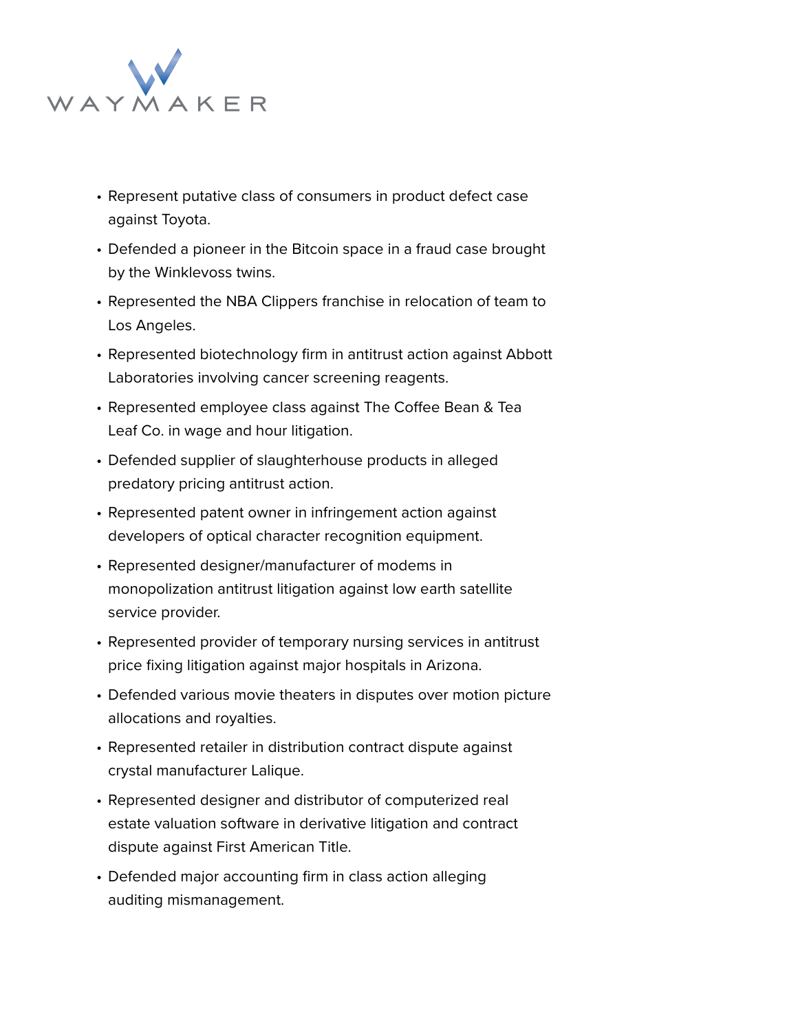- Represent putative class of consumers in product defect case against Toyota.
- Defended a pioneer in the Bitcoin space in a fraud case brought by the Winklevoss twins.
- Represented the NBA Clippers franchise in relocation of team to Los Angeles.
- Represented biotechnology firm in antitrust action against Abbott Laboratories involving cancer screening reagents.
- Represented employee class against The Coffee Bean & Tea Leaf Co. in wage and hour litigation.
- Defended supplier of slaughterhouse products in alleged predatory pricing antitrust action.
- Represented patent owner in infringement action against developers of optical character recognition equipment.
- Represented designer/manufacturer of modems in monopolization antitrust litigation against low earth satellite service provider.
- Represented provider of temporary nursing services in antitrust price fixing litigation against major hospitals in Arizona.
- Defended various movie theaters in disputes over motion picture allocations and royalties.
- Represented retailer in distribution contract dispute against crystal manufacturer Lalique.
- Represented designer and distributor of computerized real estate valuation software in derivative litigation and contract dispute against First American Title.
- Defended major accounting firm in class action alleging auditing mismanagement.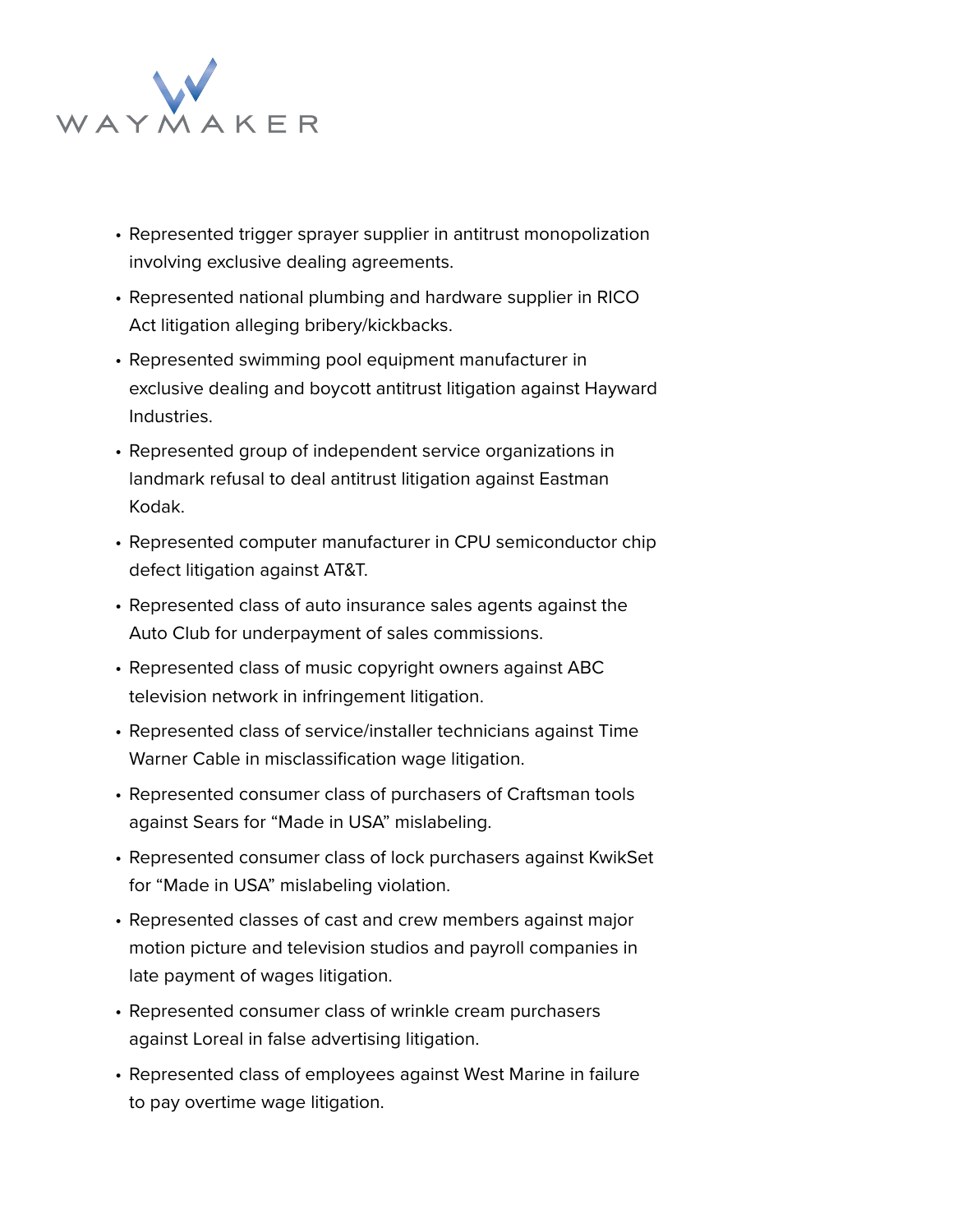- Represented trigger sprayer supplier in antitrust monopolization involving exclusive dealing agreements.
- Represented national plumbing and hardware supplier in RICO Act litigation alleging bribery/kickbacks.
- Represented swimming pool equipment manufacturer in exclusive dealing and boycott antitrust litigation against Hayward Industries.
- Represented group of independent service organizations in landmark refusal to deal antitrust litigation against Eastman Kodak.
- Represented computer manufacturer in CPU semiconductor chip defect litigation against AT&T.
- Represented class of auto insurance sales agents against the Auto Club for underpayment of sales commissions.
- Represented class of music copyright owners against ABC television network in infringement litigation.
- Represented class of service/installer technicians against Time Warner Cable in misclassification wage litigation.
- Represented consumer class of purchasers of Craftsman tools against Sears for "Made in USA" mislabeling.
- Represented consumer class of lock purchasers against KwikSet for "Made in USA" mislabeling violation.
- Represented classes of cast and crew members against major motion picture and television studios and payroll companies in late payment of wages litigation.
- Represented consumer class of wrinkle cream purchasers against Loreal in false advertising litigation.
- Represented class of employees against West Marine in failure to pay overtime wage litigation.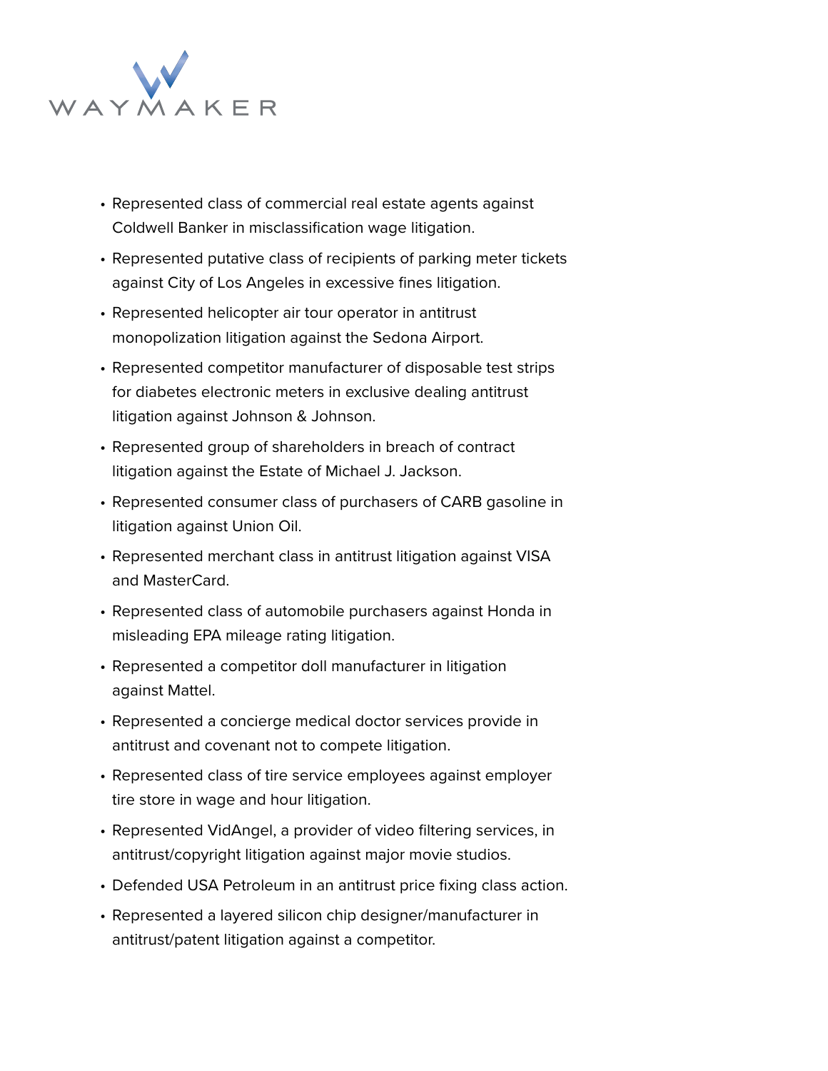- Represented class of commercial real estate agents against Coldwell Banker in misclassification wage litigation.
- Represented putative class of recipients of parking meter tickets against City of Los Angeles in excessive fines litigation.
- Represented helicopter air tour operator in antitrust monopolization litigation against the Sedona Airport.
- Represented competitor manufacturer of disposable test strips for diabetes electronic meters in exclusive dealing antitrust litigation against Johnson & Johnson.
- Represented group of shareholders in breach of contract litigation against the Estate of Michael J. Jackson.
- Represented consumer class of purchasers of CARB gasoline in litigation against Union Oil.
- Represented merchant class in antitrust litigation against VISA and MasterCard.
- Represented class of automobile purchasers against Honda in misleading EPA mileage rating litigation.
- Represented a competitor doll manufacturer in litigation against Mattel.
- Represented a concierge medical doctor services provide in antitrust and covenant not to compete litigation.
- Represented class of tire service employees against employer tire store in wage and hour litigation.
- Represented VidAngel, a provider of video filtering services, in antitrust/copyright litigation against major movie studios.
- Defended USA Petroleum in an antitrust price fixing class action.
- Represented a layered silicon chip designer/manufacturer in antitrust/patent litigation against a competitor.